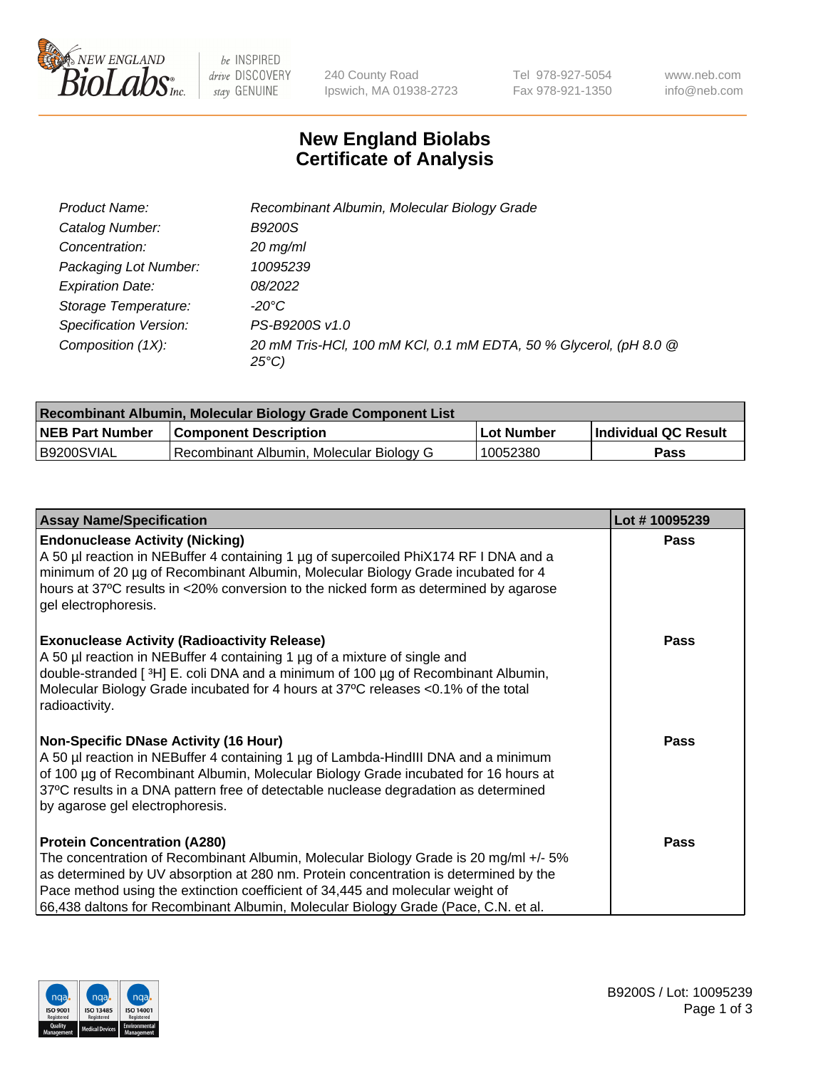# New England Biolabs Certificate of Analysis

| | |
|---|---|
| Product Name: | Recombinant Albumin, Molecular Biology Grade |
| Catalog Number: | B9200S |
| Concentration: | 20 mg/ml |
| Packaging Lot Number: | 10095239 |
| Expiration Date: | 08/2022 |
| Storage Temperature: | -20°C |
| Specification Version: | PS-B9200S v1.0 |
| Composition (1X): | 20 mM Tris-HCl, 100 mM KCl, 0.1 mM EDTA, 50 % Glycerol, (pH 8.0 @ 25°C) |

| Recombinant Albumin, Molecular Biology Grade Component List | | | |
|---|---|---|---|
| **NEB Part Number** | **Component Description** | **Lot Number** | **Individual QC Result** |
| B9200SVIAL | Recombinant Albumin, Molecular Biology G | 10052380 | **Pass** |

| Assay Name/Specification | Lot # 10095239 |
|---|---|
| **Endonuclease Activity (Nicking)**<br>A 50 µl reaction in NEBuffer 4 containing 1 µg of supercoiled PhiX174 RF I DNA and a minimum of 20 µg of Recombinant Albumin, Molecular Biology Grade incubated for 4 hours at 37ºC results in <20% conversion to the nicked form as determined by agarose gel electrophoresis. | **Pass** |
| **Exonuclease Activity (Radioactivity Release)**<br>A 50 µl reaction in NEBuffer 4 containing 1 µg of a mixture of single and double-stranded [ $^{3}$H] E. coli DNA and a minimum of 100 µg of Recombinant Albumin, Molecular Biology Grade incubated for 4 hours at 37ºC releases <0.1% of the total radioactivity. | **Pass** |
| **Non-Specific DNase Activity (16 Hour)**<br>A 50 µl reaction in NEBuffer 4 containing 1 µg of Lambda-HindIII DNA and a minimum of 100 µg of Recombinant Albumin, Molecular Biology Grade incubated for 16 hours at 37ºC results in a DNA pattern free of detectable nuclease degradation as determined by agarose gel electrophoresis. | **Pass** |
| **Protein Concentration (A280)**<br>The concentration of Recombinant Albumin, Molecular Biology Grade is 20 mg/ml +/- 5% as determined by UV absorption at 280 nm. Protein concentration is determined by the Pace method using the extinction coefficient of 34,445 and molecular weight of 66,438 daltons for Recombinant Albumin, Molecular Biology Grade (Pace, C.N. et al. | **Pass** |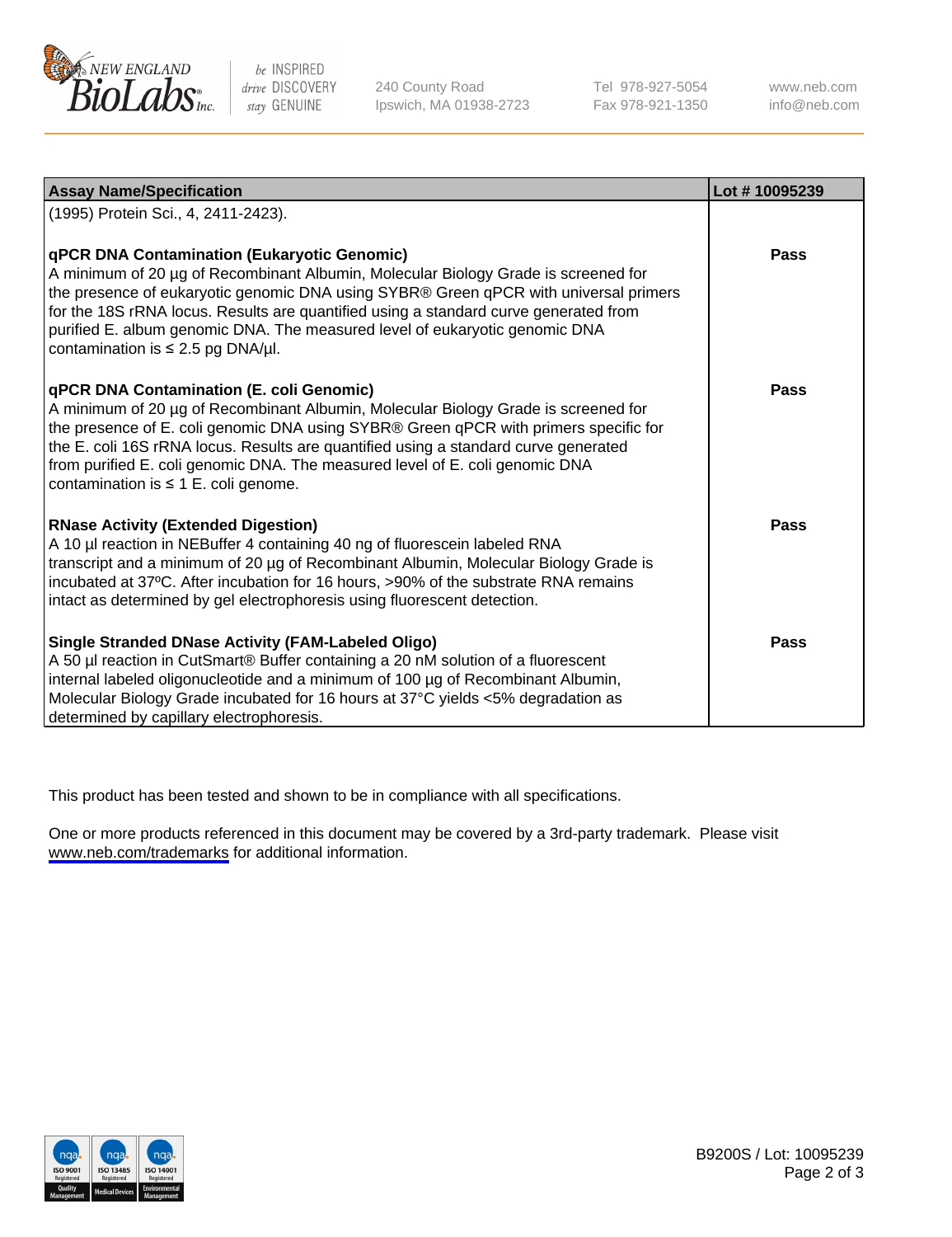| Assay Name/Specification | Lot # 10095239 |
|---|---|
| (1995) Protein Sci., 4, 2411-2423). | |
| **qPCR DNA Contamination (Eukaryotic Genomic)**<br>A minimum of 20 µg of Recombinant Albumin, Molecular Biology Grade is screened for the presence of eukaryotic genomic DNA using SYBR® Green qPCR with universal primers for the 18S rRNA locus. Results are quantified using a standard curve generated from purified E. album genomic DNA. The measured level of eukaryotic genomic DNA contamination is ≤ 2.5 pg DNA/µl. | **Pass** |
| **qPCR DNA Contamination (E. coli Genomic)**<br>A minimum of 20 µg of Recombinant Albumin, Molecular Biology Grade is screened for the presence of E. coli genomic DNA using SYBR® Green qPCR with primers specific for the E. coli 16S rRNA locus. Results are quantified using a standard curve generated from purified E. coli genomic DNA. The measured level of E. coli genomic DNA contamination is ≤ 1 E. coli genome. | **Pass** |
| **RNase Activity (Extended Digestion)**<br>A 10 µl reaction in NEBuffer 4 containing 40 ng of fluorescein labeled RNA transcript and a minimum of 20 µg of Recombinant Albumin, Molecular Biology Grade is incubated at 37ºC. After incubation for 16 hours, >90% of the substrate RNA remains intact as determined by gel electrophoresis using fluorescent detection. | **Pass** |
| **Single Stranded DNase Activity (FAM-Labeled Oligo)**<br>A 50 µl reaction in CutSmart® Buffer containing a 20 nM solution of a fluorescent internal labeled oligonucleotide and a minimum of 100 µg of Recombinant Albumin, Molecular Biology Grade incubated for 16 hours at 37°C yields <5% degradation as determined by capillary electrophoresis. | **Pass** |

This product has been tested and shown to be in compliance with all specifications.

One or more products referenced in this document may be covered by a 3rd-party trademark. Please visit www.neb.com/trademarks for additional information.

B9200S / Lot: 10095239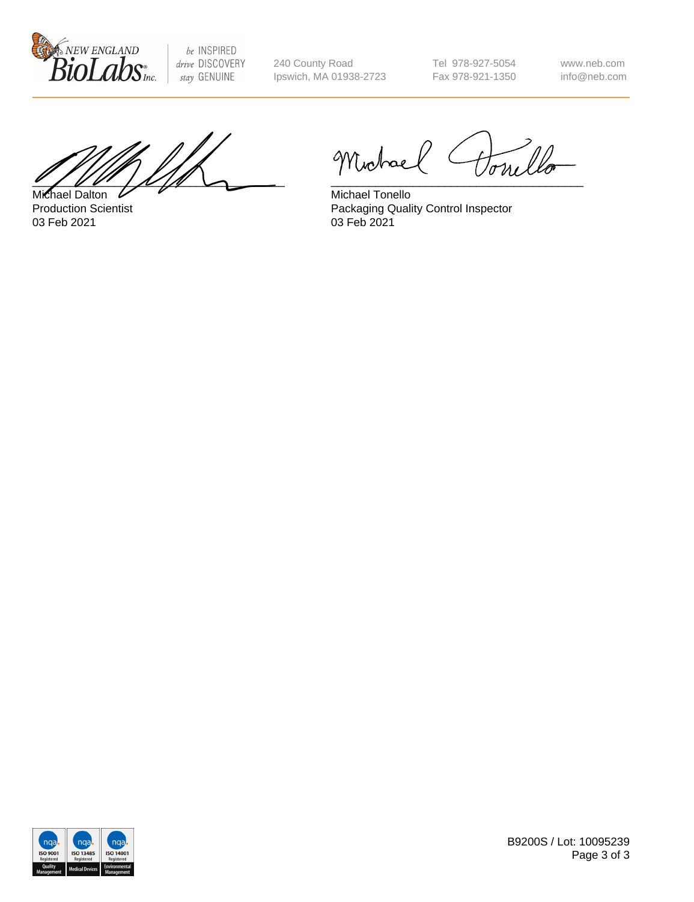Michael Dalton
Production Scientist
03 Feb 2021

Michael Tonello
Packaging Quality Control Inspector
03 Feb 2021

B9200S / Lot: 10095239